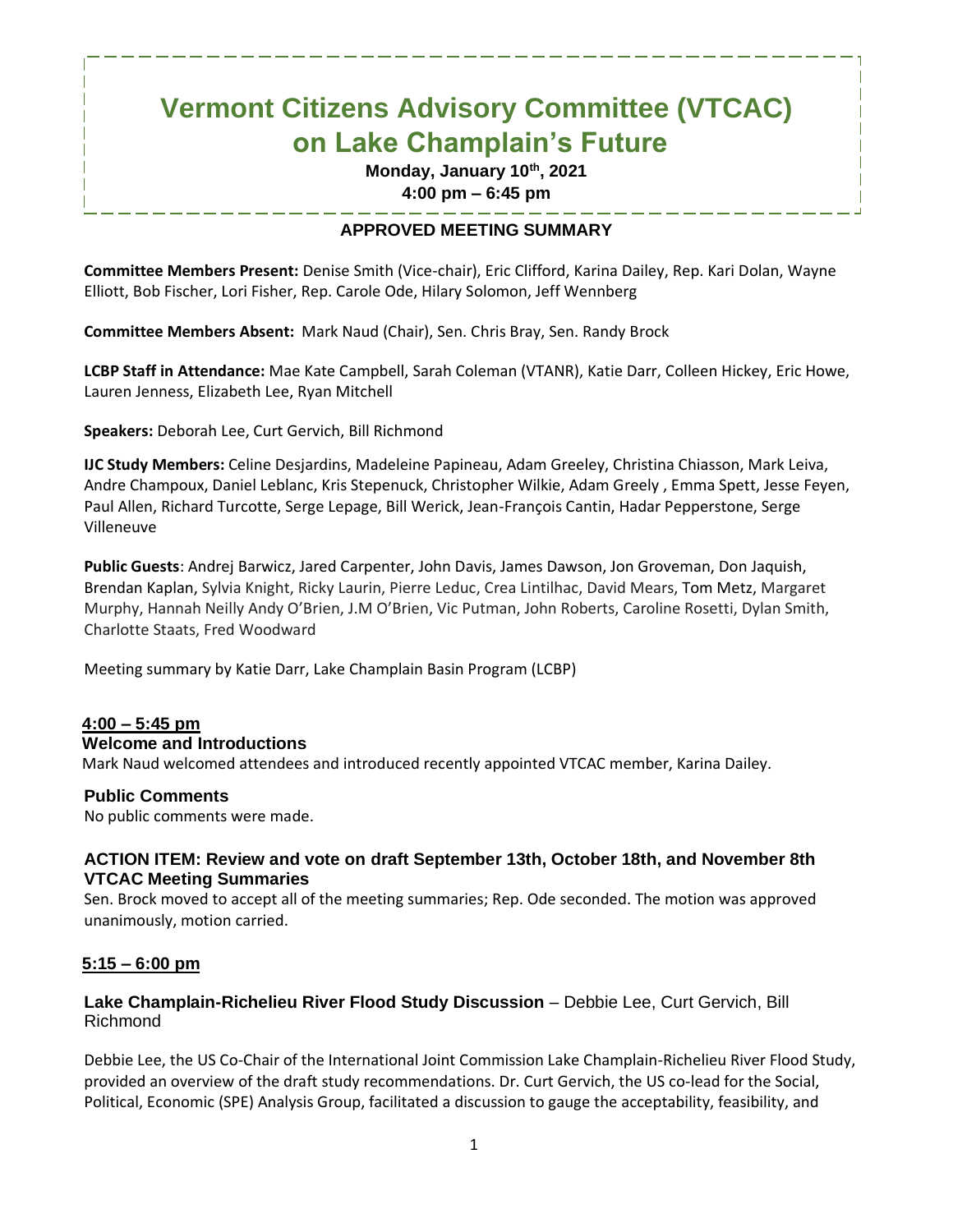# Vermont Citizens Advisory Committee (VTCAC) on Lake Champlain's Future

**Monday, January 10th, 2021**
**4:00 pm – 6:45 pm**

## APPROVED MEETING SUMMARY

**Committee Members Present:** Denise Smith (Vice-chair), Eric Clifford, Karina Dailey, Rep. Kari Dolan, Wayne Elliott, Bob Fischer, Lori Fisher, Rep. Carole Ode, Hilary Solomon, Jeff Wennberg

**Committee Members Absent:** Mark Naud (Chair), Sen. Chris Bray, Sen. Randy Brock

**LCBP Staff in Attendance:** Mae Kate Campbell, Sarah Coleman (VTANR), Katie Darr, Colleen Hickey, Eric Howe, Lauren Jenness, Elizabeth Lee, Ryan Mitchell

**Speakers:** Deborah Lee, Curt Gervich, Bill Richmond

**IJC Study Members:** Celine Desjardins, Madeleine Papineau, Adam Greeley, Christina Chiasson, Mark Leiva, Andre Champoux, Daniel Leblanc, Kris Stepenuck, Christopher Wilkie, Adam Greely , Emma Spett, Jesse Feyen, Paul Allen, Richard Turcotte, Serge Lepage, Bill Werick, Jean-François Cantin, Hadar Pepperstone, Serge Villeneuve

**Public Guests**: Andrej Barwicz, Jared Carpenter, John Davis, James Dawson, Jon Groveman, Don Jaquish, Brendan Kaplan, Sylvia Knight, Ricky Laurin, Pierre Leduc, Crea Lintilhac, David Mears, Tom Metz, Margaret Murphy, Hannah Neilly Andy O'Brien, J.M O'Brien, Vic Putman, John Roberts, Caroline Rosetti, Dylan Smith, Charlotte Staats, Fred Woodward

Meeting summary by Katie Darr, Lake Champlain Basin Program (LCBP)

### 4:00 – 5:45 pm

### Welcome and Introductions

Mark Naud welcomed attendees and introduced recently appointed VTCAC member, Karina Dailey.

### Public Comments

No public comments were made.

### ACTION ITEM: Review and vote on draft September 13th, October 18th, and November 8th VTCAC Meeting Summaries

Sen. Brock moved to accept all of the meeting summaries; Rep. Ode seconded. The motion was approved unanimously, motion carried.

### 5:15 – 6:00 pm

### Lake Champlain-Richelieu River Flood Study Discussion – Debbie Lee, Curt Gervich, Bill Richmond

Debbie Lee, the US Co-Chair of the International Joint Commission Lake Champlain-Richelieu River Flood Study, provided an overview of the draft study recommendations. Dr. Curt Gervich, the US co-lead for the Social, Political, Economic (SPE) Analysis Group, facilitated a discussion to gauge the acceptability, feasibility, and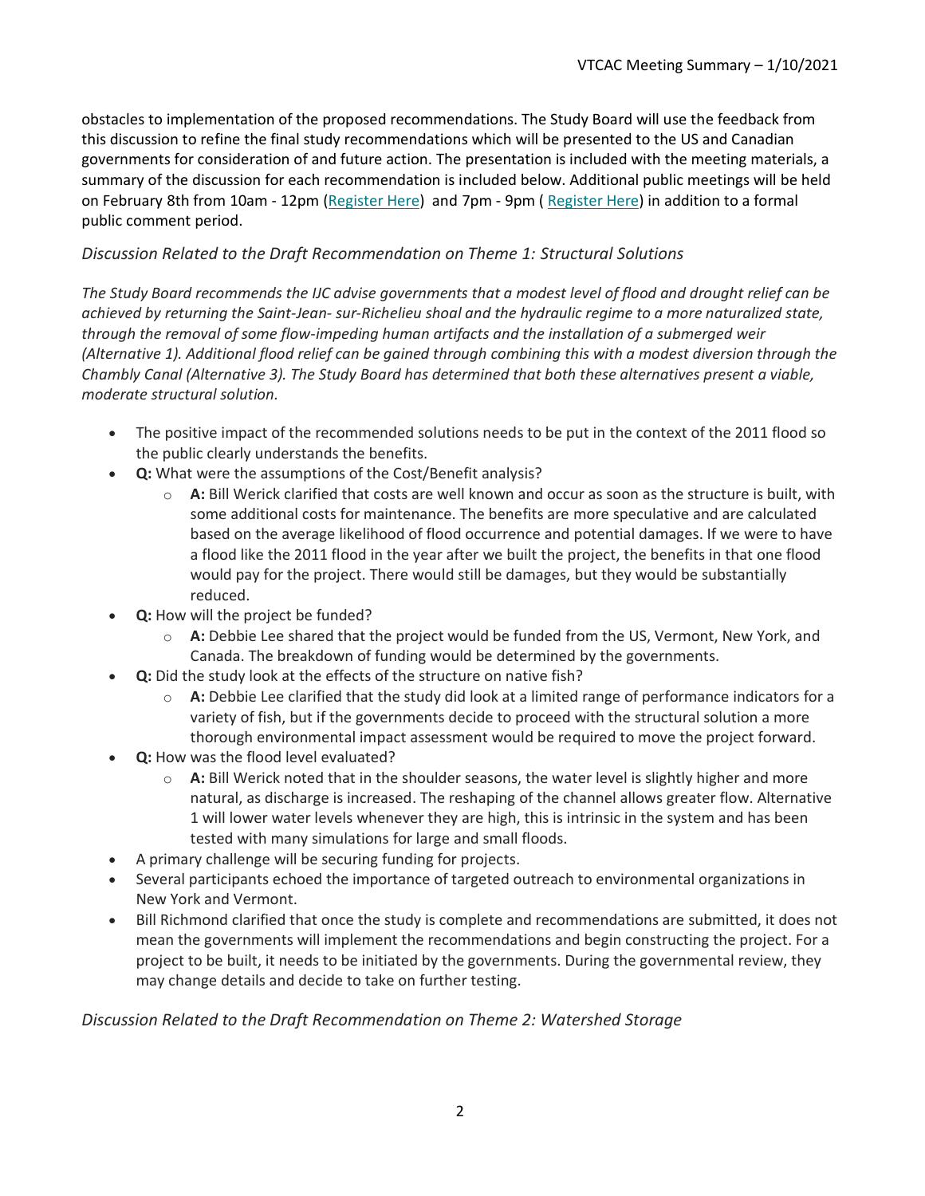obstacles to implementation of the proposed recommendations. The Study Board will use the feedback from this discussion to refine the final study recommendations which will be presented to the US and Canadian governments for consideration of and future action. The presentation is included with the meeting materials, a summary of the discussion for each recommendation is included below. Additional public meetings will be held on February 8th from 10am - 12pm (Register Here) and 7pm - 9pm ( Register Here) in addition to a formal public comment period.

*Discussion Related to the Draft Recommendation on Theme 1: Structural Solutions*

*The Study Board recommends the IJC advise governments that a modest level of flood and drought relief can be achieved by returning the Saint-Jean- sur-Richelieu shoal and the hydraulic regime to a more naturalized state, through the removal of some flow-impeding human artifacts and the installation of a submerged weir (Alternative 1). Additional flood relief can be gained through combining this with a modest diversion through the Chambly Canal (Alternative 3). The Study Board has determined that both these alternatives present a viable, moderate structural solution.*

- The positive impact of the recommended solutions needs to be put in the context of the 2011 flood so the public clearly understands the benefits.
- **Q:** What were the assumptions of the Cost/Benefit analysis?
  - **A:** Bill Werick clarified that costs are well known and occur as soon as the structure is built, with some additional costs for maintenance. The benefits are more speculative and are calculated based on the average likelihood of flood occurrence and potential damages. If we were to have a flood like the 2011 flood in the year after we built the project, the benefits in that one flood would pay for the project. There would still be damages, but they would be substantially reduced.
- **Q:** How will the project be funded?
  - **A:** Debbie Lee shared that the project would be funded from the US, Vermont, New York, and Canada. The breakdown of funding would be determined by the governments.
- **Q:** Did the study look at the effects of the structure on native fish?
  - **A:** Debbie Lee clarified that the study did look at a limited range of performance indicators for a variety of fish, but if the governments decide to proceed with the structural solution a more thorough environmental impact assessment would be required to move the project forward.
- **Q:** How was the flood level evaluated?
  - **A:** Bill Werick noted that in the shoulder seasons, the water level is slightly higher and more natural, as discharge is increased. The reshaping of the channel allows greater flow. Alternative 1 will lower water levels whenever they are high, this is intrinsic in the system and has been tested with many simulations for large and small floods.
- A primary challenge will be securing funding for projects.
- Several participants echoed the importance of targeted outreach to environmental organizations in New York and Vermont.
- Bill Richmond clarified that once the study is complete and recommendations are submitted, it does not mean the governments will implement the recommendations and begin constructing the project. For a project to be built, it needs to be initiated by the governments. During the governmental review, they may change details and decide to take on further testing.

*Discussion Related to the Draft Recommendation on Theme 2: Watershed Storage*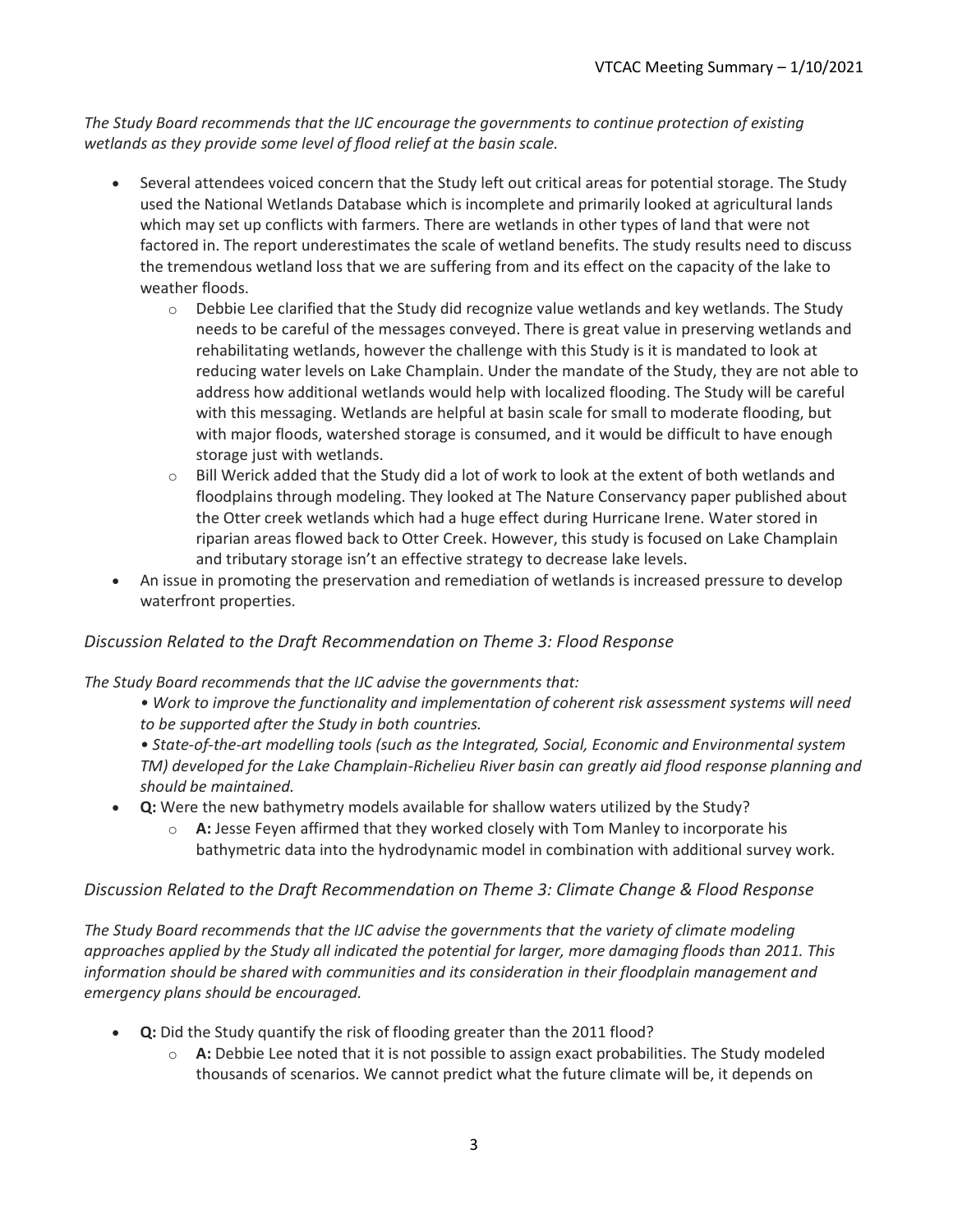*The Study Board recommends that the IJC encourage the governments to continue protection of existing wetlands as they provide some level of flood relief at the basin scale.*

- Several attendees voiced concern that the Study left out critical areas for potential storage. The Study used the National Wetlands Database which is incomplete and primarily looked at agricultural lands which may set up conflicts with farmers. There are wetlands in other types of land that were not factored in. The report underestimates the scale of wetland benefits. The study results need to discuss the tremendous wetland loss that we are suffering from and its effect on the capacity of the lake to weather floods.
    - Debbie Lee clarified that the Study did recognize value wetlands and key wetlands. The Study needs to be careful of the messages conveyed. There is great value in preserving wetlands and rehabilitating wetlands, however the challenge with this Study is it is mandated to look at reducing water levels on Lake Champlain. Under the mandate of the Study, they are not able to address how additional wetlands would help with localized flooding. The Study will be careful with this messaging. Wetlands are helpful at basin scale for small to moderate flooding, but with major floods, watershed storage is consumed, and it would be difficult to have enough storage just with wetlands.
    - Bill Werick added that the Study did a lot of work to look at the extent of both wetlands and floodplains through modeling. They looked at The Nature Conservancy paper published about the Otter creek wetlands which had a huge effect during Hurricane Irene. Water stored in riparian areas flowed back to Otter Creek. However, this study is focused on Lake Champlain and tributary storage isn't an effective strategy to decrease lake levels.
- An issue in promoting the preservation and remediation of wetlands is increased pressure to develop waterfront properties.

### *Discussion Related to the Draft Recommendation on Theme 3: Flood Response*

*The Study Board recommends that the IJC advise the governments that:*

> *• Work to improve the functionality and implementation of coherent risk assessment systems will need to be supported after the Study in both countries.*
>
> *• State-of-the-art modelling tools (such as the Integrated, Social, Economic and Environmental system TM) developed for the Lake Champlain-Richelieu River basin can greatly aid flood response planning and should be maintained.*

- **Q:** Were the new bathymetry models available for shallow waters utilized by the Study?
    - **A:** Jesse Feyen affirmed that they worked closely with Tom Manley to incorporate his bathymetric data into the hydrodynamic model in combination with additional survey work.

### *Discussion Related to the Draft Recommendation on Theme 3: Climate Change & Flood Response*

*The Study Board recommends that the IJC advise the governments that the variety of climate modeling approaches applied by the Study all indicated the potential for larger, more damaging floods than 2011. This information should be shared with communities and its consideration in their floodplain management and emergency plans should be encouraged.*

- **Q:** Did the Study quantify the risk of flooding greater than the 2011 flood?
    - **A:** Debbie Lee noted that it is not possible to assign exact probabilities. The Study modeled thousands of scenarios. We cannot predict what the future climate will be, it depends on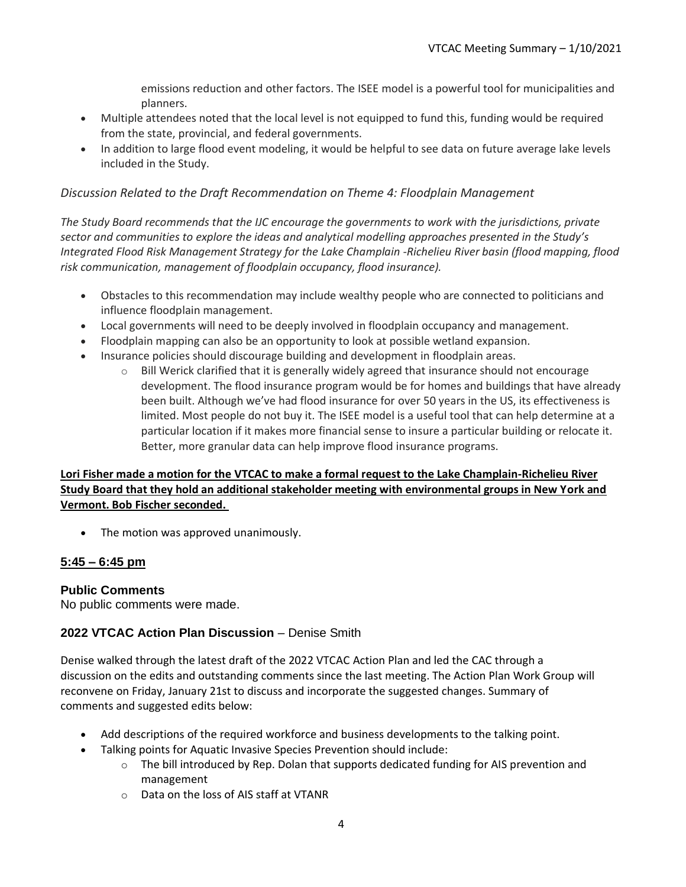emissions reduction and other factors. The ISEE model is a powerful tool for municipalities and planners.

- Multiple attendees noted that the local level is not equipped to fund this, funding would be required from the state, provincial, and federal governments.
- In addition to large flood event modeling, it would be helpful to see data on future average lake levels included in the Study.

### *Discussion Related to the Draft Recommendation on Theme 4: Floodplain Management*

*The Study Board recommends that the IJC encourage the governments to work with the jurisdictions, private sector and communities to explore the ideas and analytical modelling approaches presented in the Study's Integrated Flood Risk Management Strategy for the Lake Champlain -Richelieu River basin (flood mapping, flood risk communication, management of floodplain occupancy, flood insurance).*

- Obstacles to this recommendation may include wealthy people who are connected to politicians and influence floodplain management.
- Local governments will need to be deeply involved in floodplain occupancy and management.
- Floodplain mapping can also be an opportunity to look at possible wetland expansion.
- Insurance policies should discourage building and development in floodplain areas.
  - Bill Werick clarified that it is generally widely agreed that insurance should not encourage development. The flood insurance program would be for homes and buildings that have already been built. Although we've had flood insurance for over 50 years in the US, its effectiveness is limited. Most people do not buy it. The ISEE model is a useful tool that can help determine at a particular location if it makes more financial sense to insure a particular building or relocate it. Better, more granular data can help improve flood insurance programs.

**Lori Fisher made a motion for the VTCAC to make a formal request to the Lake Champlain-Richelieu River Study Board that they hold an additional stakeholder meeting with environmental groups in New York and Vermont. Bob Fischer seconded.**

- The motion was approved unanimously.

## **5:45 – 6:45 pm**

### **Public Comments**

No public comments were made.

### **2022 VTCAC Action Plan Discussion** – Denise Smith

Denise walked through the latest draft of the 2022 VTCAC Action Plan and led the CAC through a discussion on the edits and outstanding comments since the last meeting. The Action Plan Work Group will reconvene on Friday, January 21st to discuss and incorporate the suggested changes. Summary of comments and suggested edits below:

- Add descriptions of the required workforce and business developments to the talking point.
- Talking points for Aquatic Invasive Species Prevention should include:
  - The bill introduced by Rep. Dolan that supports dedicated funding for AIS prevention and management
  - Data on the loss of AIS staff at VTANR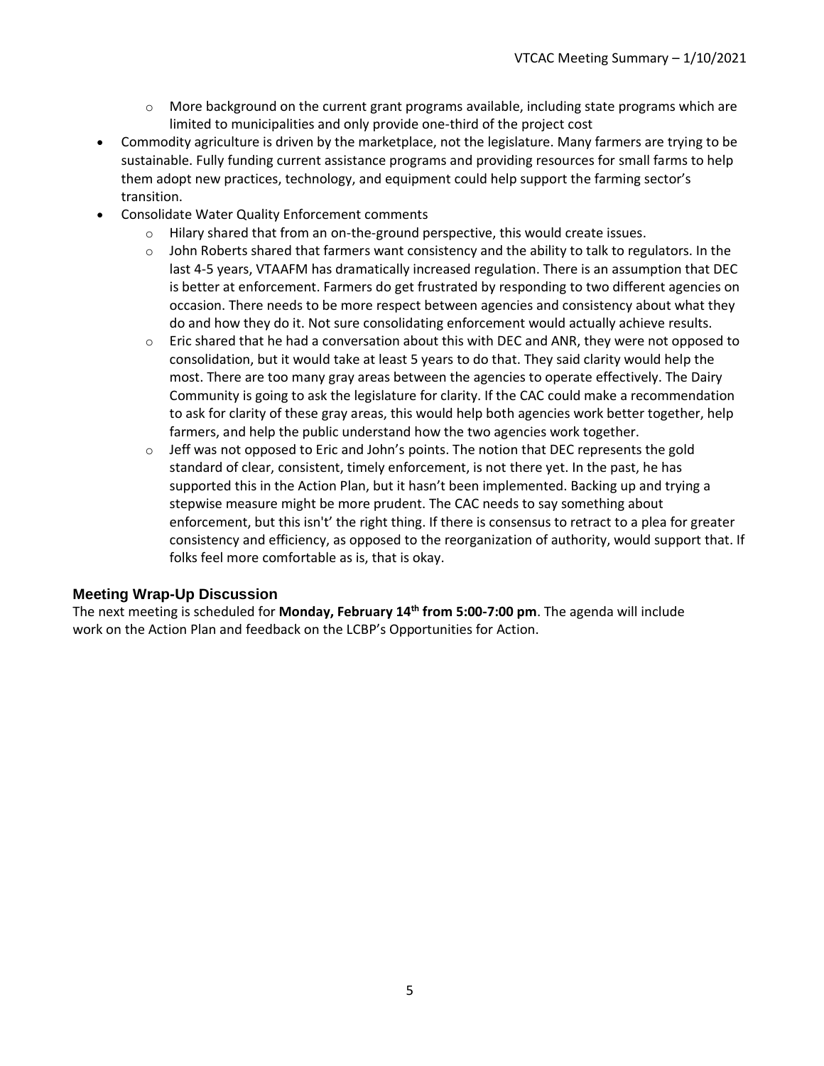- More background on the current grant programs available, including state programs which are limited to municipalities and only provide one-third of the project cost
- Commodity agriculture is driven by the marketplace, not the legislature. Many farmers are trying to be sustainable. Fully funding current assistance programs and providing resources for small farms to help them adopt new practices, technology, and equipment could help support the farming sector's transition.
- Consolidate Water Quality Enforcement comments
    - Hilary shared that from an on-the-ground perspective, this would create issues.
    - John Roberts shared that farmers want consistency and the ability to talk to regulators. In the last 4-5 years, VTAAFM has dramatically increased regulation. There is an assumption that DEC is better at enforcement. Farmers do get frustrated by responding to two different agencies on occasion. There needs to be more respect between agencies and consistency about what they do and how they do it. Not sure consolidating enforcement would actually achieve results.
    - Eric shared that he had a conversation about this with DEC and ANR, they were not opposed to consolidation, but it would take at least 5 years to do that. They said clarity would help the most. There are too many gray areas between the agencies to operate effectively. The Dairy Community is going to ask the legislature for clarity. If the CAC could make a recommendation to ask for clarity of these gray areas, this would help both agencies work better together, help farmers, and help the public understand how the two agencies work together.
    - Jeff was not opposed to Eric and John's points. The notion that DEC represents the gold standard of clear, consistent, timely enforcement, is not there yet. In the past, he has supported this in the Action Plan, but it hasn't been implemented. Backing up and trying a stepwise measure might be more prudent. The CAC needs to say something about enforcement, but this isn't' the right thing. If there is consensus to retract to a plea for greater consistency and efficiency, as opposed to the reorganization of authority, would support that. If folks feel more comfortable as is, that is okay.

## Meeting Wrap-Up Discussion

The next meeting is scheduled for **Monday, February 14th from 5:00-7:00 pm**. The agenda will include work on the Action Plan and feedback on the LCBP's Opportunities for Action.